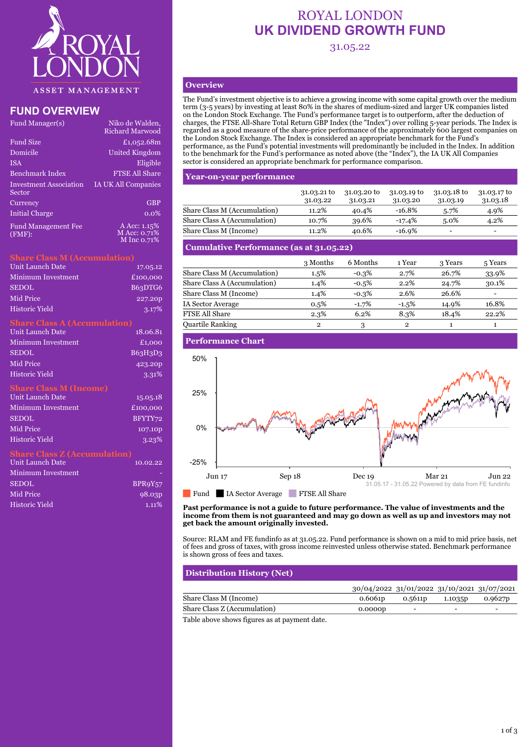# ROYAL LONDON UK DIVIDEND GROWTH FUND

31.05.22

ROYAL LONDON ASSET MANAGEMENT

## FUND OVERVIEW

| | |
|---|---|
| Fund Manager(s) | Niko de Walden, Richard Marwood |
| Fund Size | £1,052.68m |
| Domicile | United Kingdom |
| ISA | Eligible |
| Benchmark Index | FTSE All Share |
| Investment Association Sector | IA UK All Companies |
| Currency | GBP |
| Initial Charge | 0.0% |
| Fund Management Fee (FMF): | A Acc: 1.15% M Acc: 0.71% M Inc 0.71% |

### Share Class M (Accumulation)

| | |
|---|---|
| Unit Launch Date | 17.05.12 |
| Minimum Investment | £100,000 |
| SEDOL | B63DTG6 |
| Mid Price | 227.20p |
| Historic Yield | 3.17% |

### Share Class A (Accumulation)

| | |
|---|---|
| Unit Launch Date | 18.06.81 |
| Minimum Investment | £1,000 |
| SEDOL | B63H3D3 |
| Mid Price | 423.20p |
| Historic Yield | 3.31% |

### Share Class M (Income)

| | |
|---|---|
| Unit Launch Date | 15.05.18 |
| Minimum Investment | £100,000 |
| SEDOL | BFYTY72 |
| Mid Price | 107.10p |
| Historic Yield | 3.23% |

### Share Class Z (Accumulation)

| | |
|---|---|
| Unit Launch Date | 10.02.22 |
| Minimum Investment | - |
| SEDOL | BPR9Y57 |
| Mid Price | 98.03p |
| Historic Yield | 1.11% |

## Overview

The Fund's investment objective is to achieve a growing income with some capital growth over the medium term (3-5 years) by investing at least 80% in the shares of medium-sized and larger UK companies listed on the London Stock Exchange. The Fund's performance target is to outperform, after the deduction of charges, the FTSE All-Share Total Return GBP Index (the "Index") over rolling 5-year periods. The Index is regarded as a good measure of the share-price performance of the approximately 600 largest companies on the London Stock Exchange. The Index is considered an appropriate benchmark for the Fund's performance, as the Fund's potential investments will predominantly be included in the Index. In addition to the benchmark for the Fund's performance as noted above (the "Index"), the IA UK All Companies sector is considered an appropriate benchmark for performance comparison.

## Year-on-year performance

| | 31.03.21 to 31.03.22 | 31.03.20 to 31.03.21 | 31.03.19 to 31.03.20 | 31.03.18 to 31.03.19 | 31.03.17 to 31.03.18 |
|---|---|---|---|---|---|
| Share Class M (Accumulation) | 11.2% | 40.4% | -16.8% | 5.7% | 4.9% |
| Share Class A (Accumulation) | 10.7% | 39.6% | -17.4% | 5.0% | 4.2% |
| Share Class M (Income) | 11.2% | 40.6% | -16.9% | - | - |

## Cumulative Performance (as at 31.05.22)

| | 3 Months | 6 Months | 1 Year | 3 Years | 5 Years |
|---|---|---|---|---|---|
| Share Class M (Accumulation) | 1.5% | -0.3% | 2.7% | 26.7% | 33.9% |
| Share Class A (Accumulation) | 1.4% | -0.5% | 2.2% | 24.7% | 30.1% |
| Share Class M (Income) | 1.4% | -0.3% | 2.6% | 26.6% | - |
| IA Sector Average | 0.5% | -1.7% | -1.5% | 14.9% | 16.8% |
| FTSE All Share | 2.3% | 6.2% | 8.3% | 18.4% | 22.2% |
| Quartile Ranking | 2 | 3 | 2 | 1 | 1 |

## Performance Chart

31.05.17 - 31.05.22 Powered by data from FE fundinfo

Fund | IA Sector Average | FTSE All Share

**Past performance is not a guide to future performance. The value of investments and the income from them is not guaranteed and may go down as well as up and investors may not get back the amount originally invested.**

Source: RLAM and FE fundinfo as at 31.05.22. Fund performance is shown on a mid to mid price basis, net of fees and gross of taxes, with gross income reinvested unless otherwise stated. Benchmark performance is shown gross of fees and taxes.

## Distribution History (Net)

| | 30/04/2022 | 31/01/2022 | 31/10/2021 | 31/07/2021 |
|---|---|---|---|---|
| Share Class M (Income) | 0.6061p | 0.5611p | 1.1035p | 0.9627p |
| Share Class Z (Accumulation) | 0.0000p | - | - | - |

Table above shows figures as at payment date.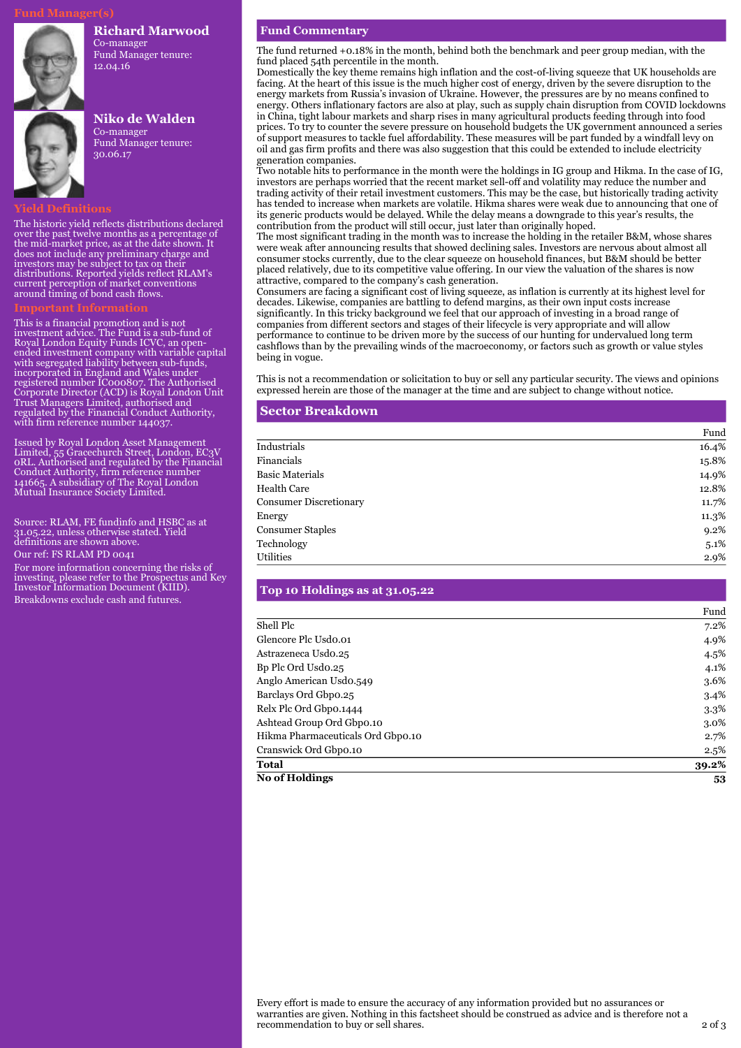## Fund Manager(s)

**Richard Marwood**
Co-manager
Fund Manager tenure: 12.04.16

**Niko de Walden**
Co-manager
Fund Manager tenure: 30.06.17

## Yield Definitions

The historic yield reflects distributions declared over the past twelve months as a percentage of the mid-market price, as at the date shown. It does not include any preliminary charge and investors may be subject to tax on their distributions. Reported yields reflect RLAM's current perception of market conventions around timing of bond cash flows.

## Important Information

This is a financial promotion and is not investment advice. The Fund is a sub-fund of Royal London Equity Funds ICVC, an open-ended investment company with variable capital with segregated liability between sub-funds, incorporated in England and Wales under registered number IC000807. The Authorised Corporate Director (ACD) is Royal London Unit Trust Managers Limited, authorised and regulated by the Financial Conduct Authority, with firm reference number 144037.

Issued by Royal London Asset Management Limited, 55 Gracechurch Street, London, EC3V 0RL. Authorised and regulated by the Financial Conduct Authority, firm reference number 141665. A subsidiary of The Royal London Mutual Insurance Society Limited.

Source: RLAM, FE fundinfo and HSBC as at 31.05.22, unless otherwise stated. Yield definitions are shown above.

Our ref: FS RLAM PD 0041

For more information concerning the risks of investing, please refer to the Prospectus and Key Investor Information Document (KIID).

Breakdowns exclude cash and futures.

## Fund Commentary

The fund returned +0.18% in the month, behind both the benchmark and peer group median, with the fund placed 54th percentile in the month.

Domestically the key theme remains high inflation and the cost-of-living squeeze that UK households are facing. At the heart of this issue is the much higher cost of energy, driven by the severe disruption to the energy markets from Russia's invasion of Ukraine. However, the pressures are by no means confined to energy. Others inflationary factors are also at play, such as supply chain disruption from COVID lockdowns in China, tight labour markets and sharp rises in many agricultural products feeding through into food prices. To try to counter the severe pressure on household budgets the UK government announced a series of support measures to tackle fuel affordability. These measures will be part funded by a windfall levy on oil and gas firm profits and there was also suggestion that this could be extended to include electricity generation companies.

Two notable hits to performance in the month were the holdings in IG group and Hikma. In the case of IG, investors are perhaps worried that the recent market sell-off and volatility may reduce the number and trading activity of their retail investment customers. This may be the case, but historically trading activity has tended to increase when markets are volatile. Hikma shares were weak due to announcing that one of its generic products would be delayed. While the delay means a downgrade to this year's results, the contribution from the product will still occur, just later than originally hoped.

The most significant trading in the month was to increase the holding in the retailer B&M, whose shares were weak after announcing results that showed declining sales. Investors are nervous about almost all consumer stocks currently, due to the clear squeeze on household finances, but B&M should be better placed relatively, due to its competitive value offering. In our view the valuation of the shares is now attractive, compared to the company's cash generation.

Consumers are facing a significant cost of living squeeze, as inflation is currently at its highest level for decades. Likewise, companies are battling to defend margins, as their own input costs increase significantly. In this tricky background we feel that our approach of investing in a broad range of companies from different sectors and stages of their lifecycle is very appropriate and will allow performance to continue to be driven more by the success of our hunting for undervalued long term cashflows than by the prevailing winds of the macroeconomy, or factors such as growth or value styles being in vogue.

This is not a recommendation or solicitation to buy or sell any particular security. The views and opinions expressed herein are those of the manager at the time and are subject to change without notice.

## Sector Breakdown

| | Fund |
|---|---|
| Industrials | 16.4% |
| Financials | 15.8% |
| Basic Materials | 14.9% |
| Health Care | 12.8% |
| Consumer Discretionary | 11.7% |
| Energy | 11.3% |
| Consumer Staples | 9.2% |
| Technology | 5.1% |
| Utilities | 2.9% |

## Top 10 Holdings as at 31.05.22

| | Fund |
|---|---|
| Shell Plc | 7.2% |
| Glencore Plc Usd0.01 | 4.9% |
| Astrazeneca Usd0.25 | 4.5% |
| Bp Plc Ord Usd0.25 | 4.1% |
| Anglo American Usd0.549 | 3.6% |
| Barclays Ord Gbp0.25 | 3.4% |
| Relx Plc Ord Gbp0.1444 | 3.3% |
| Ashtead Group Ord Gbp0.10 | 3.0% |
| Hikma Pharmaceuticals Ord Gbp0.10 | 2.7% |
| Cranswick Ord Gbp0.10 | 2.5% |
| **Total** | **39.2%** |
| **No of Holdings** | **53** |

Every effort is made to ensure the accuracy of any information provided but no assurances or warranties are given. Nothing in this factsheet should be construed as advice and is therefore not a recommendation to buy or sell shares.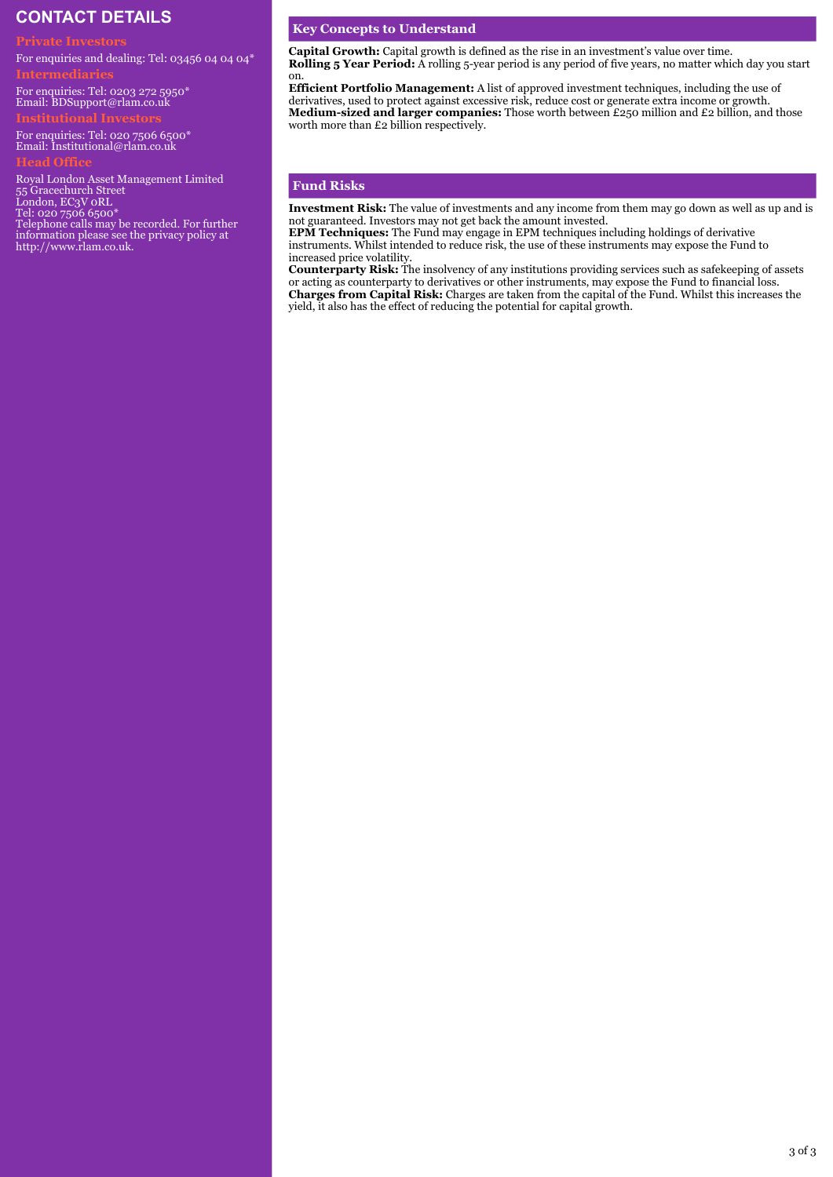## CONTACT DETAILS

### Private Investors

For enquiries and dealing: Tel: 03456 04 04 04*

### Intermediaries

For enquiries: Tel: 0203 272 5950*
Email: BDSupport@rlam.co.uk

### Institutional Investors

For enquiries: Tel: 020 7506 6500*
Email: Institutional@rlam.co.uk

### Head Office

Royal London Asset Management Limited
55 Gracechurch Street
London, EC3V 0RL
Tel: 020 7506 6500*
Telephone calls may be recorded. For further information please see the privacy policy at http://www.rlam.co.uk.

## Key Concepts to Understand

**Capital Growth:** Capital growth is defined as the rise in an investment's value over time.
**Rolling 5 Year Period:** A rolling 5-year period is any period of five years, no matter which day you start on.
**Efficient Portfolio Management:** A list of approved investment techniques, including the use of derivatives, used to protect against excessive risk, reduce cost or generate extra income or growth.
**Medium-sized and larger companies:** Those worth between £250 million and £2 billion, and those worth more than £2 billion respectively.

## Fund Risks

**Investment Risk:** The value of investments and any income from them may go down as well as up and is not guaranteed. Investors may not get back the amount invested.
**EPM Techniques:** The Fund may engage in EPM techniques including holdings of derivative instruments. Whilst intended to reduce risk, the use of these instruments may expose the Fund to increased price volatility.
**Counterparty Risk:** The insolvency of any institutions providing services such as safekeeping of assets or acting as counterparty to derivatives or other instruments, may expose the Fund to financial loss.
**Charges from Capital Risk:** Charges are taken from the capital of the Fund. Whilst this increases the yield, it also has the effect of reducing the potential for capital growth.